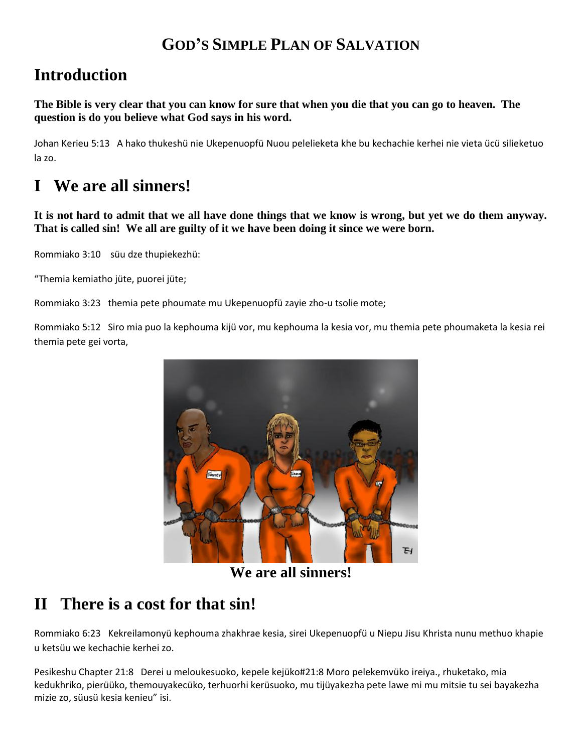# GOD'S SIMPLE PLAN OF SALVATION

## Introduction

**The Bible is very clear that you can know for sure that when you die that you can go to heaven. The question is do you believe what God says in his word.**

Johan Kerieu 5:13 A hako thukeshü nie Ukepenuopfü Nuou pelelieketa khe bu kechachie kerhei nie vieta ücü silieketuo la zo.

## I We are all sinners!

**It is not hard to admit that we all have done things that we know is wrong, but yet we do them anyway. That is called sin! We all are guilty of it we have been doing it since we were born.**

Rommiako 3:10 süu dze thupiekezhü:

"Themia kemiatho jüte, puorei jüte;

Rommiako 3:23 themia pete phoumate mu Ukepenuopfü zayie zho-u tsolie mote;

Rommiako 5:12 Siro mia puo la kephouma kijü vor, mu kephouma la kesia vor, mu themia pete phoumaketa la kesia rei themia pete gei vorta,

We are all sinners!

## II There is a cost for that sin!

Rommiako 6:23 Kekreilamonyü kephouma zhakhrae kesia, sirei Ukepenuopfü u Niepu Jisu Khrista nunu methuo khapie u ketsüu we kechachie kerhei zo.

Pesikeshu Chapter 21:8 Derei u meloukesuoko, kepele kejüko#21:8 Moro pelekemvüko ireiya., rhuketako, mia kedukhriko, pierüüko, themouyakecüko, terhuorhi kerüsuoko, mu tijüyakezha pete lawe mi mu mitsie tu sei bayakezha mizie zo, süusü kesia kenieu" isi.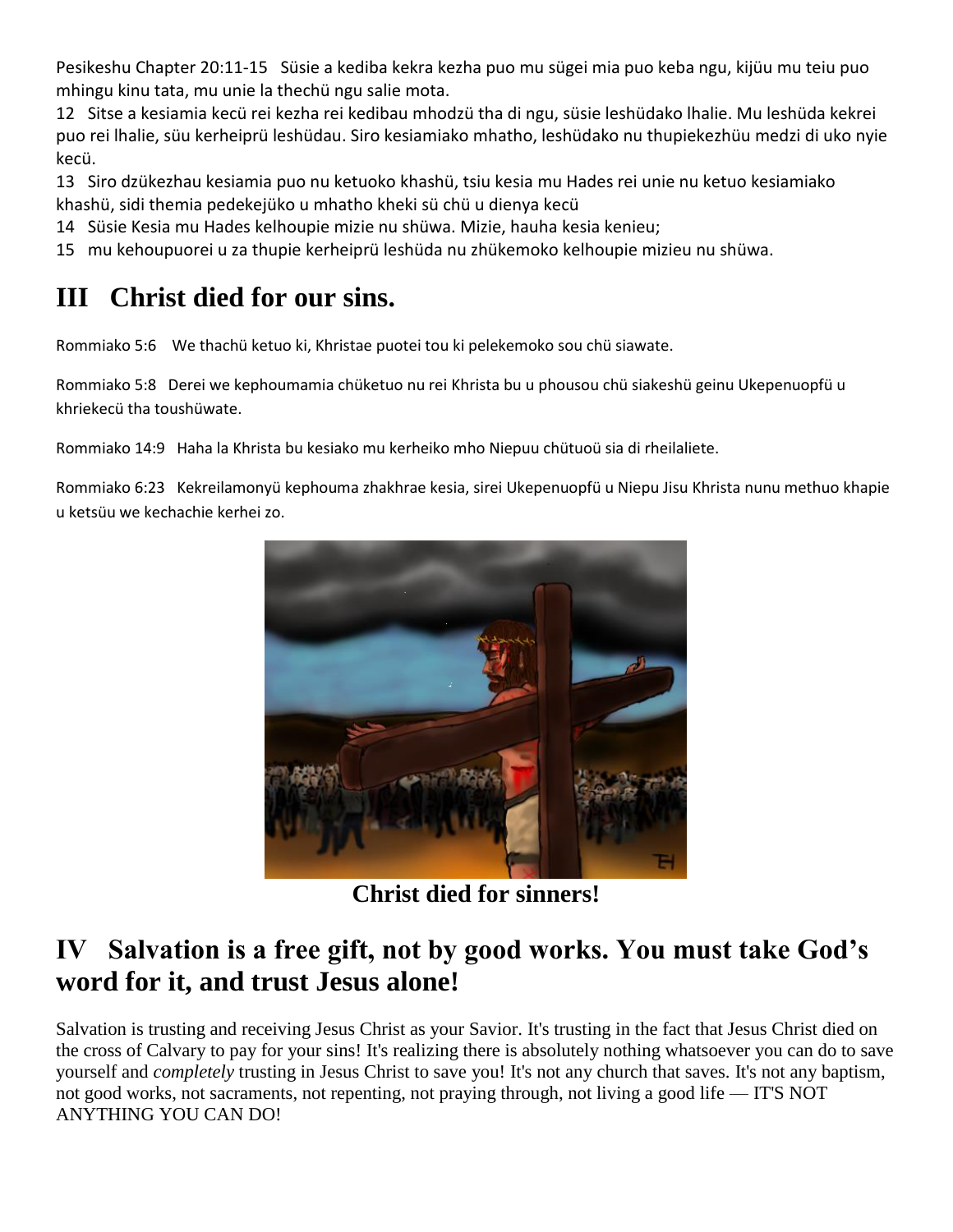Pesikeshu Chapter 20:11-15 Süsie a kediba kekra kezha puo mu sügei mia puo keba ngu, kijüu mu teiu puo mhingu kinu tata, mu unie la thechü ngu salie mota.

12 Sitse a kesiamia kecü rei kezha rei kedibau mhodzü tha di ngu, süsie leshüdako lhalie. Mu leshüda kekrei puo rei lhalie, süu kerheiprü leshüdau. Siro kesiamiako mhatho, leshüdako nu thupiekezhüu medzi di uko nyie kecü.

13 Siro dzükezhau kesiamia puo nu ketuoko khashü, tsiu kesia mu Hades rei unie nu ketuo kesiamiako khashü, sidi themia pedekejüko u mhatho kheki sü chü u dienya kecü

14 Süsie Kesia mu Hades kelhoupie mizie nu shüwa. Mizie, hauha kesia kenieu;

15 mu kehoupuorei u za thupie kerheiprü leshüda nu zhükemoko kelhoupie mizieu nu shüwa.

## III Christ died for our sins.

Rommiako 5:6 We thachü ketuo ki, Khristae puotei tou ki pelekemoko sou chü siawate.

Rommiako 5:8 Derei we kephoumamia chüketuo nu rei Khrista bu u phousou chü siakeshü geinu Ukepenuopfü u khriekecü tha toushüwate.

Rommiako 14:9 Haha la Khrista bu kesiako mu kerheiko mho Niepuu chütuoü sia di rheilaliete.

Rommiako 6:23 Kekreilamonyü kephouma zhakhrae kesia, sirei Ukepenuopfü u Niepu Jisu Khrista nunu methuo khapie u ketsüu we kechachie kerhei zo.

**Christ died for sinners!**

## IV Salvation is a free gift, not by good works. You must take God's word for it, and trust Jesus alone!

Salvation is trusting and receiving Jesus Christ as your Savior. It's trusting in the fact that Jesus Christ died on the cross of Calvary to pay for your sins! It's realizing there is absolutely nothing whatsoever you can do to save yourself and *completely* trusting in Jesus Christ to save you! It's not any church that saves. It's not any baptism, not good works, not sacraments, not repenting, not praying through, not living a good life — IT'S NOT ANYTHING YOU CAN DO!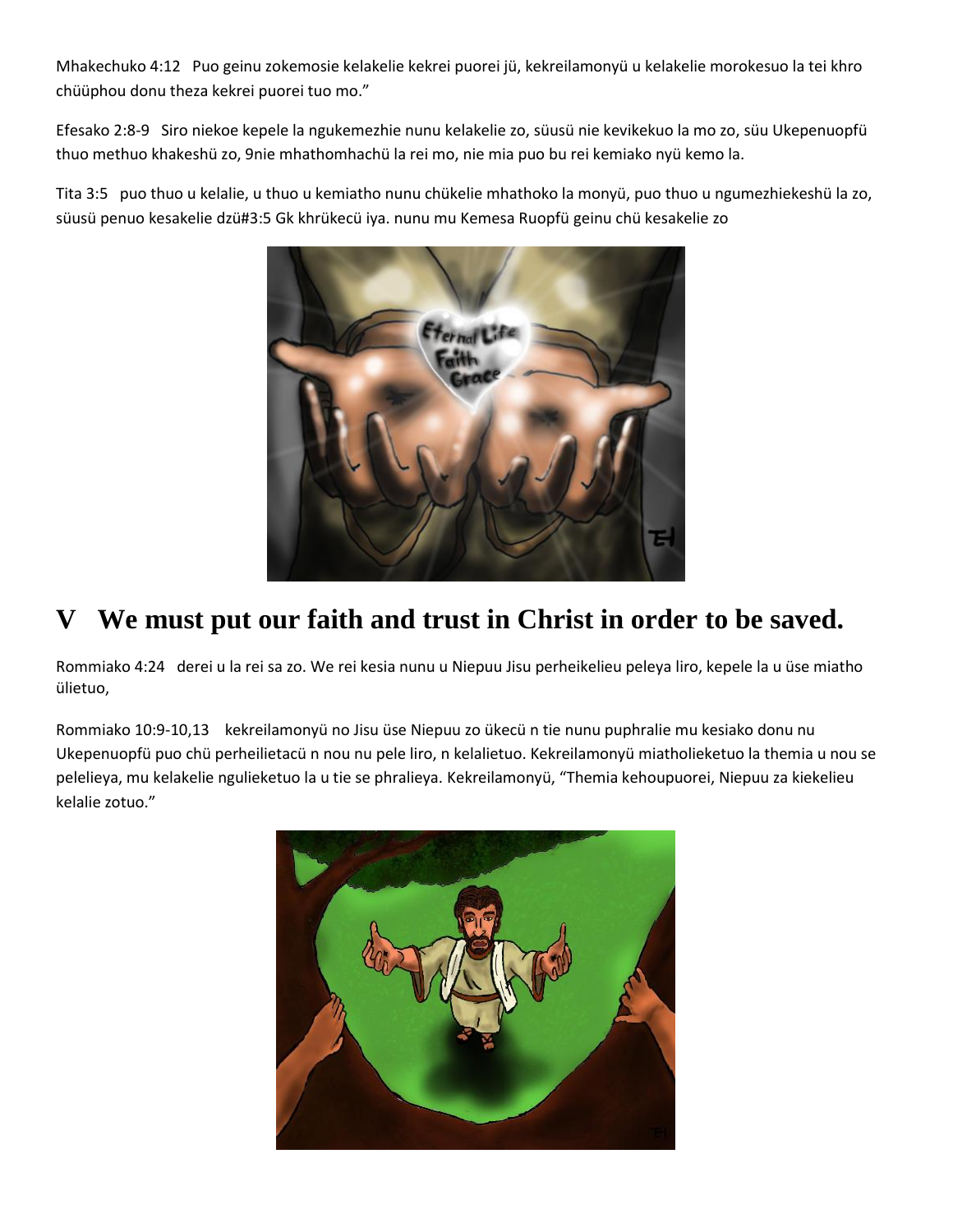Mhakechuko 4:12 Puo geinu zokemosie kelakelie kekrei puorei jü, kekreilamonyü u kelakelie morokesuo la tei khro chüüphou donu theza kekrei puorei tuo mo."

Efesako 2:8-9 Siro niekoe kepele la ngukemezhie nunu kelakelie zo, süusü nie kevikekuo la mo zo, süu Ukepenuopfü thuo methuo khakeshü zo, 9nie mhathomhachü la rei mo, nie mia puo bu rei kemiako nyü kemo la.

Tita 3:5 puo thuo u kelalie, u thuo u kemiatho nunu chükelie mhathoko la monyü, puo thuo u ngumezhiekeshü la zo, süusü penuo kesakelie dzü#3:5 Gk khrükecü iya. nunu mu Kemesa Ruopfü geinu chü kesakelie zo

# V We must put our faith and trust in Christ in order to be saved.

Rommiako 4:24 derei u la rei sa zo. We rei kesia nunu u Niepuu Jisu perheikelieu peleya liro, kepele la u üse miatho ülietuo,

Rommiako 10:9-10,13 kekreilamonyü no Jisu üse Niepuu zo ükecü n tie nunu puphralie mu kesiako donu nu Ukepenuopfü puo chü perheilietacü n nou nu pele liro, n kelalietuo. Kekreilamonyü miatholieketuo la themia u nou se pelelieya, mu kelakelie ngulieketuo la u tie se phralieya. Kekreilamonyü, "Themia kehoupuorei, Niepuu za kiekelieu kelalie zotuo."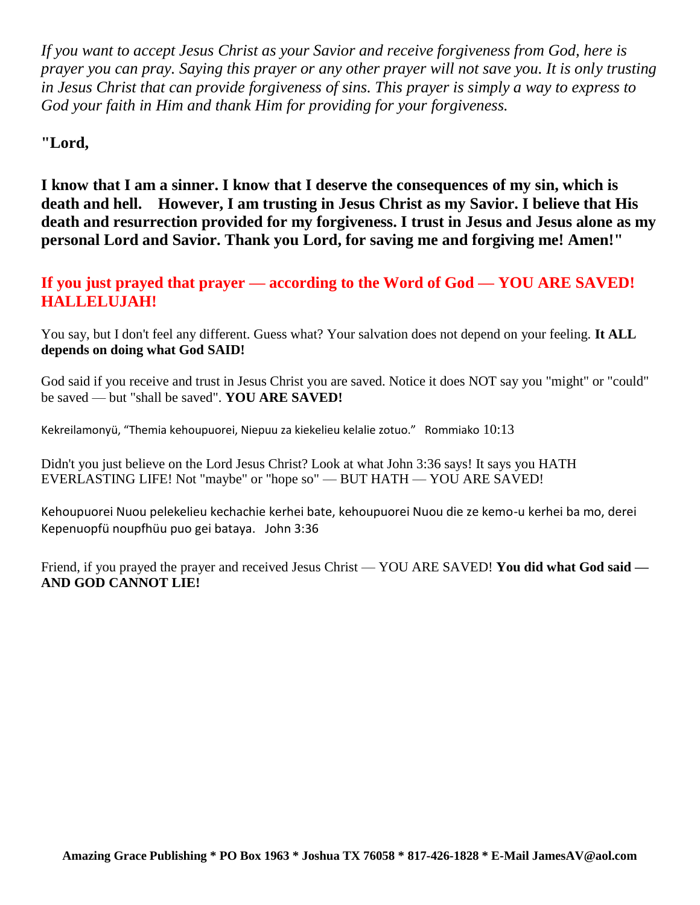*If you want to accept Jesus Christ as your Savior and receive forgiveness from God, here is prayer you can pray. Saying this prayer or any other prayer will not save you. It is only trusting in Jesus Christ that can provide forgiveness of sins. This prayer is simply a way to express to God your faith in Him and thank Him for providing for your forgiveness.*

**"Lord,**

**I know that I am a sinner. I know that I deserve the consequences of my sin, which is death and hell. However, I am trusting in Jesus Christ as my Savior. I believe that His death and resurrection provided for my forgiveness. I trust in Jesus and Jesus alone as my personal Lord and Savior. Thank you Lord, for saving me and forgiving me! Amen!"**

**If you just prayed that prayer — according to the Word of God — YOU ARE SAVED! HALLELUJAH!**

You say, but I don't feel any different. Guess what? Your salvation does not depend on your feeling. **It ALL depends on doing what God SAID!**

God said if you receive and trust in Jesus Christ you are saved. Notice it does NOT say you "might" or "could" be saved — but "shall be saved". **YOU ARE SAVED!**

Kekreilamonyü, "Themia kehoupuorei, Niepuu za kiekelieu kelalie zotuo." Rommiako 10:13

Didn't you just believe on the Lord Jesus Christ? Look at what John 3:36 says! It says you HATH EVERLASTING LIFE! Not "maybe" or "hope so" — BUT HATH — YOU ARE SAVED!

Kehoupuorei Nuou pelekelieu kechachie kerhei bate, kehoupuorei Nuou die ze kemo-u kerhei ba mo, derei Kepenuopfü noupfhüu puo gei bataya. John 3:36

Friend, if you prayed the prayer and received Jesus Christ — YOU ARE SAVED! **You did what God said — AND GOD CANNOT LIE!**

**Amazing Grace Publishing * PO Box 1963 * Joshua TX 76058 * 817-426-1828 * E-Mail JamesAV@aol.com**